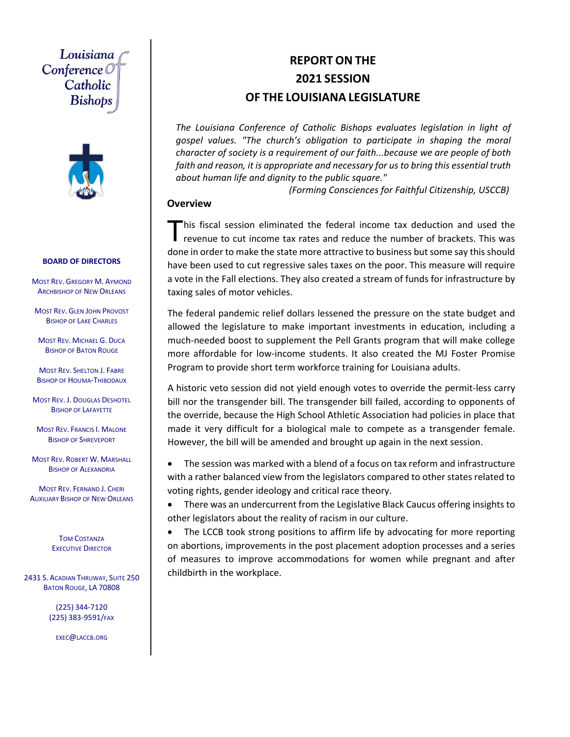Louisiana Conference of Catholic Bishops

**BOARD OF DIRECTORS**

MOST REV. GREGORY M. AYMOND
ARCHBISHOP OF NEW ORLEANS

MOST REV. GLEN JOHN PROVOST
BISHOP OF LAKE CHARLES

MOST REV. MICHAEL G. DUCA
BISHOP OF BATON ROUGE

MOST REV. SHELTON J. FABRE
BISHOP OF HOUMA-THIBODAUX

MOST REV. J. DOUGLAS DESHOTEL
BISHOP OF LAFAYETTE

MOST REV. FRANCIS I. MALONE
BISHOP OF SHREVEPORT

MOST REV. ROBERT W. MARSHALL
BISHOP OF ALEXANDRIA

MOST REV. FERNAND J. CHERI
AUXILIARY BISHOP OF NEW ORLEANS

TOM COSTANZA
EXECUTIVE DIRECTOR

2431 S. ACADIAN THRUWAY, SUITE 250
BATON ROUGE, LA 70808

(225) 344-7120
(225) 383-9591/FAX

EXEC@LACCB.ORG

# REPORT ON THE 2021 SESSION OF THE LOUISIANA LEGISLATURE

*The Louisiana Conference of Catholic Bishops evaluates legislation in light of gospel values. "The church's obligation to participate in shaping the moral character of society is a requirement of our faith...because we are people of both faith and reason, it is appropriate and necessary for us to bring this essential truth about human life and dignity to the public square."*

*(Forming Consciences for Faithful Citizenship, USCCB)*

## Overview

This fiscal session eliminated the federal income tax deduction and used the revenue to cut income tax rates and reduce the number of brackets. This was done in order to make the state more attractive to business but some say this should have been used to cut regressive sales taxes on the poor. This measure will require a vote in the Fall elections. They also created a stream of funds for infrastructure by taxing sales of motor vehicles.

The federal pandemic relief dollars lessened the pressure on the state budget and allowed the legislature to make important investments in education, including a much-needed boost to supplement the Pell Grants program that will make college more affordable for low-income students. It also created the MJ Foster Promise Program to provide short term workforce training for Louisiana adults.

A historic veto session did not yield enough votes to override the permit-less carry bill nor the transgender bill. The transgender bill failed, according to opponents of the override, because the High School Athletic Association had policies in place that made it very difficult for a biological male to compete as a transgender female. However, the bill will be amended and brought up again in the next session.

- The session was marked with a blend of a focus on tax reform and infrastructure with a rather balanced view from the legislators compared to other states related to voting rights, gender ideology and critical race theory.
- There was an undercurrent from the Legislative Black Caucus offering insights to other legislators about the reality of racism in our culture.
- The LCCB took strong positions to affirm life by advocating for more reporting on abortions, improvements in the post placement adoption processes and a series of measures to improve accommodations for women while pregnant and after childbirth in the workplace.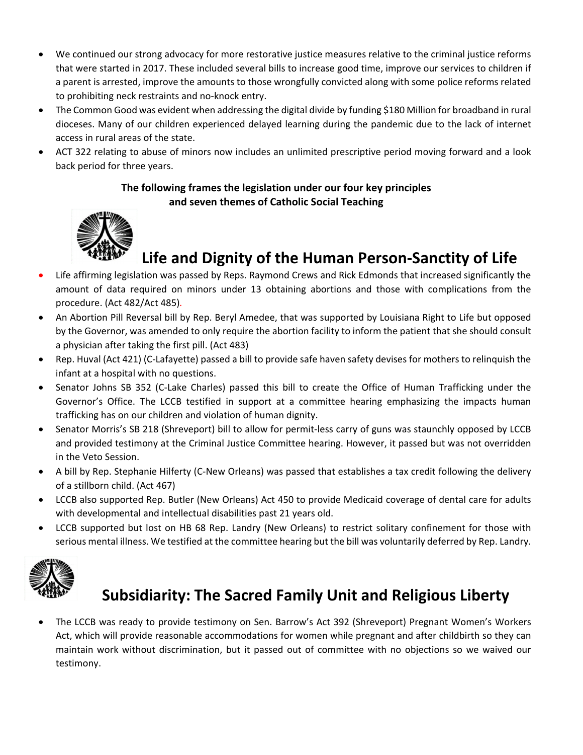- We continued our strong advocacy for more restorative justice measures relative to the criminal justice reforms that were started in 2017. These included several bills to increase good time, improve our services to children if a parent is arrested, improve the amounts to those wrongfully convicted along with some police reforms related to prohibiting neck restraints and no-knock entry.
- The Common Good was evident when addressing the digital divide by funding $180 Million for broadband in rural dioceses. Many of our children experienced delayed learning during the pandemic due to the lack of internet access in rural areas of the state.
- ACT 322 relating to abuse of minors now includes an unlimited prescriptive period moving forward and a look back period for three years.

**The following frames the legislation under our four key principles and seven themes of Catholic Social Teaching**

## Life and Dignity of the Human Person-Sanctity of Life

- Life affirming legislation was passed by Reps. Raymond Crews and Rick Edmonds that increased significantly the amount of data required on minors under 13 obtaining abortions and those with complications from the procedure. (Act 482/Act 485).
- An Abortion Pill Reversal bill by Rep. Beryl Amedee, that was supported by Louisiana Right to Life but opposed by the Governor, was amended to only require the abortion facility to inform the patient that she should consult a physician after taking the first pill. (Act 483)
- Rep. Huval (Act 421) (C-Lafayette) passed a bill to provide safe haven safety devises for mothers to relinquish the infant at a hospital with no questions.
- Senator Johns SB 352 (C-Lake Charles) passed this bill to create the Office of Human Trafficking under the Governor's Office. The LCCB testified in support at a committee hearing emphasizing the impacts human trafficking has on our children and violation of human dignity.
- Senator Morris's SB 218 (Shreveport) bill to allow for permit-less carry of guns was staunchly opposed by LCCB and provided testimony at the Criminal Justice Committee hearing. However, it passed but was not overridden in the Veto Session.
- A bill by Rep. Stephanie Hilferty (C-New Orleans) was passed that establishes a tax credit following the delivery of a stillborn child. (Act 467)
- LCCB also supported Rep. Butler (New Orleans) Act 450 to provide Medicaid coverage of dental care for adults with developmental and intellectual disabilities past 21 years old.
- LCCB supported but lost on HB 68 Rep. Landry (New Orleans) to restrict solitary confinement for those with serious mental illness. We testified at the committee hearing but the bill was voluntarily deferred by Rep. Landry.

## Subsidiarity: The Sacred Family Unit and Religious Liberty

- The LCCB was ready to provide testimony on Sen. Barrow's Act 392 (Shreveport) Pregnant Women's Workers Act, which will provide reasonable accommodations for women while pregnant and after childbirth so they can maintain work without discrimination, but it passed out of committee with no objections so we waived our testimony.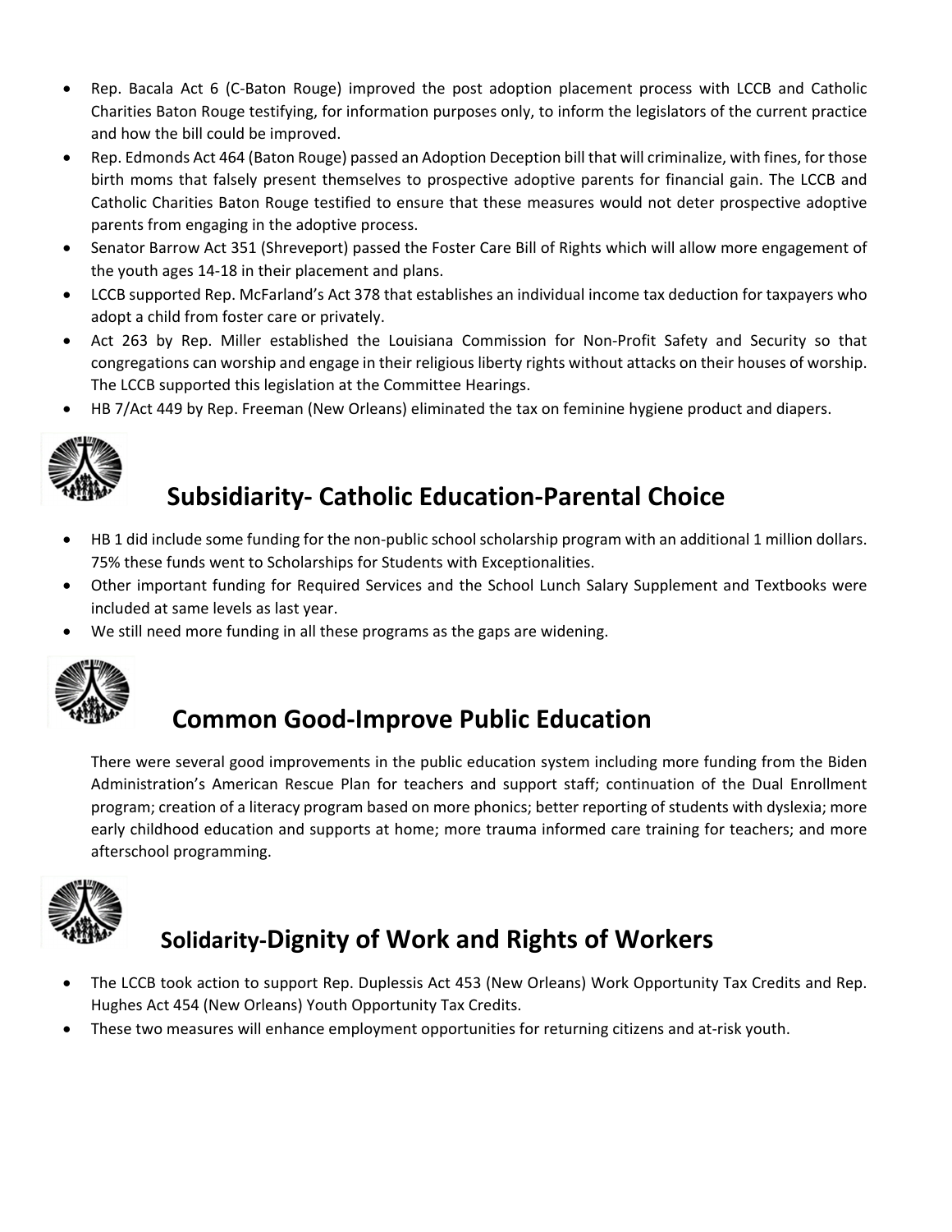- Rep. Bacala Act 6 (C-Baton Rouge) improved the post adoption placement process with LCCB and Catholic Charities Baton Rouge testifying, for information purposes only, to inform the legislators of the current practice and how the bill could be improved.
- Rep. Edmonds Act 464 (Baton Rouge) passed an Adoption Deception bill that will criminalize, with fines, for those birth moms that falsely present themselves to prospective adoptive parents for financial gain. The LCCB and Catholic Charities Baton Rouge testified to ensure that these measures would not deter prospective adoptive parents from engaging in the adoptive process.
- Senator Barrow Act 351 (Shreveport) passed the Foster Care Bill of Rights which will allow more engagement of the youth ages 14-18 in their placement and plans.
- LCCB supported Rep. McFarland's Act 378 that establishes an individual income tax deduction for taxpayers who adopt a child from foster care or privately.
- Act 263 by Rep. Miller established the Louisiana Commission for Non-Profit Safety and Security so that congregations can worship and engage in their religious liberty rights without attacks on their houses of worship. The LCCB supported this legislation at the Committee Hearings.
- HB 7/Act 449 by Rep. Freeman (New Orleans) eliminated the tax on feminine hygiene product and diapers.

## Subsidiarity- Catholic Education-Parental Choice

- HB 1 did include some funding for the non-public school scholarship program with an additional 1 million dollars. 75% these funds went to Scholarships for Students with Exceptionalities.
- Other important funding for Required Services and the School Lunch Salary Supplement and Textbooks were included at same levels as last year.
- We still need more funding in all these programs as the gaps are widening.

## Common Good-Improve Public Education

There were several good improvements in the public education system including more funding from the Biden Administration's American Rescue Plan for teachers and support staff; continuation of the Dual Enrollment program; creation of a literacy program based on more phonics; better reporting of students with dyslexia; more early childhood education and supports at home; more trauma informed care training for teachers; and more afterschool programming.

## Solidarity-Dignity of Work and Rights of Workers

- The LCCB took action to support Rep. Duplessis Act 453 (New Orleans) Work Opportunity Tax Credits and Rep. Hughes Act 454 (New Orleans) Youth Opportunity Tax Credits.
- These two measures will enhance employment opportunities for returning citizens and at-risk youth.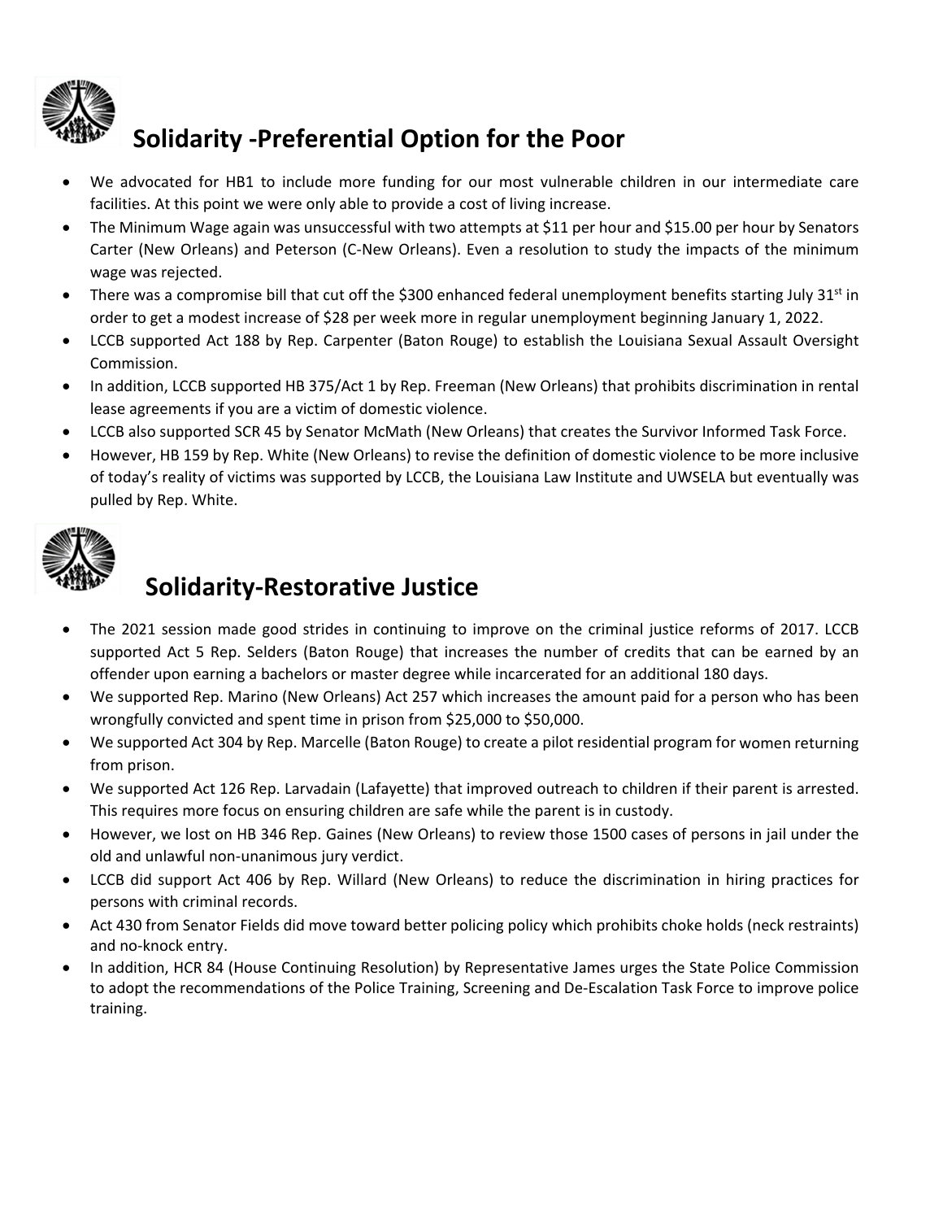## Solidarity -Preferential Option for the Poor

- We advocated for HB1 to include more funding for our most vulnerable children in our intermediate care facilities. At this point we were only able to provide a cost of living increase.
- The Minimum Wage again was unsuccessful with two attempts at \$11 per hour and \$15.00 per hour by Senators Carter (New Orleans) and Peterson (C-New Orleans). Even a resolution to study the impacts of the minimum wage was rejected.
- There was a compromise bill that cut off the \$300 enhanced federal unemployment benefits starting July 31st in order to get a modest increase of \$28 per week more in regular unemployment beginning January 1, 2022.
- LCCB supported Act 188 by Rep. Carpenter (Baton Rouge) to establish the Louisiana Sexual Assault Oversight Commission.
- In addition, LCCB supported HB 375/Act 1 by Rep. Freeman (New Orleans) that prohibits discrimination in rental lease agreements if you are a victim of domestic violence.
- LCCB also supported SCR 45 by Senator McMath (New Orleans) that creates the Survivor Informed Task Force.
- However, HB 159 by Rep. White (New Orleans) to revise the definition of domestic violence to be more inclusive of today's reality of victims was supported by LCCB, the Louisiana Law Institute and UWSELA but eventually was pulled by Rep. White.

## Solidarity-Restorative Justice

- The 2021 session made good strides in continuing to improve on the criminal justice reforms of 2017. LCCB supported Act 5 Rep. Selders (Baton Rouge) that increases the number of credits that can be earned by an offender upon earning a bachelors or master degree while incarcerated for an additional 180 days.
- We supported Rep. Marino (New Orleans) Act 257 which increases the amount paid for a person who has been wrongfully convicted and spent time in prison from \$25,000 to \$50,000.
- We supported Act 304 by Rep. Marcelle (Baton Rouge) to create a pilot residential program for women returning from prison.
- We supported Act 126 Rep. Larvadain (Lafayette) that improved outreach to children if their parent is arrested. This requires more focus on ensuring children are safe while the parent is in custody.
- However, we lost on HB 346 Rep. Gaines (New Orleans) to review those 1500 cases of persons in jail under the old and unlawful non-unanimous jury verdict.
- LCCB did support Act 406 by Rep. Willard (New Orleans) to reduce the discrimination in hiring practices for persons with criminal records.
- Act 430 from Senator Fields did move toward better policing policy which prohibits choke holds (neck restraints) and no-knock entry.
- In addition, HCR 84 (House Continuing Resolution) by Representative James urges the State Police Commission to adopt the recommendations of the Police Training, Screening and De-Escalation Task Force to improve police training.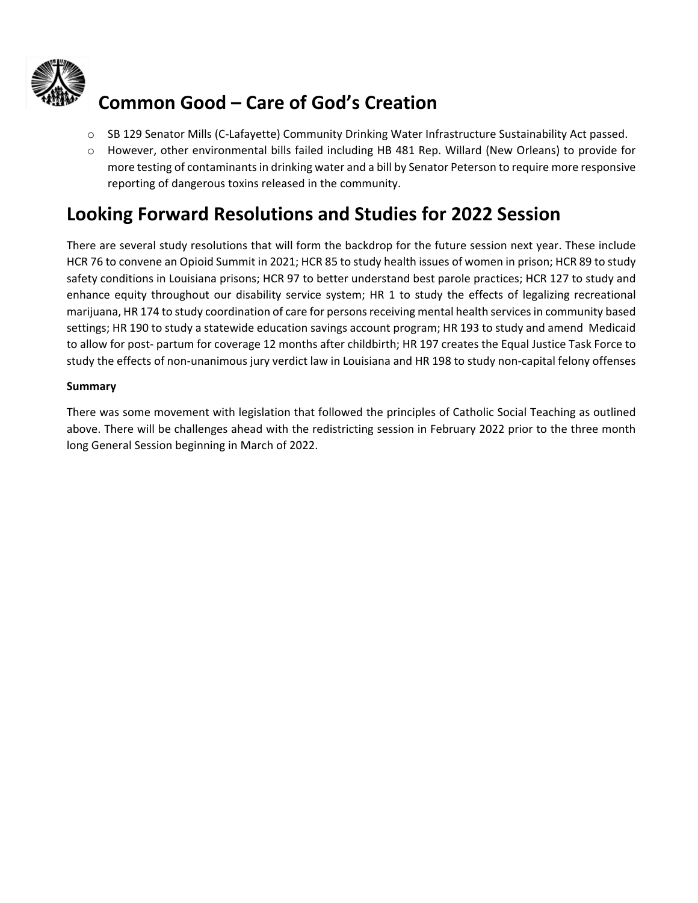## Common Good – Care of God's Creation

- SB 129 Senator Mills (C-Lafayette) Community Drinking Water Infrastructure Sustainability Act passed.
- However, other environmental bills failed including HB 481 Rep. Willard (New Orleans) to provide for more testing of contaminants in drinking water and a bill by Senator Peterson to require more responsive reporting of dangerous toxins released in the community.

# Looking Forward Resolutions and Studies for 2022 Session

There are several study resolutions that will form the backdrop for the future session next year. These include HCR 76 to convene an Opioid Summit in 2021; HCR 85 to study health issues of women in prison; HCR 89 to study safety conditions in Louisiana prisons; HCR 97 to better understand best parole practices; HCR 127 to study and enhance equity throughout our disability service system; HR 1 to study the effects of legalizing recreational marijuana, HR 174 to study coordination of care for persons receiving mental health services in community based settings; HR 190 to study a statewide education savings account program; HR 193 to study and amend Medicaid to allow for post- partum for coverage 12 months after childbirth; HR 197 creates the Equal Justice Task Force to study the effects of non-unanimous jury verdict law in Louisiana and HR 198 to study non-capital felony offenses

**Summary**

There was some movement with legislation that followed the principles of Catholic Social Teaching as outlined above. There will be challenges ahead with the redistricting session in February 2022 prior to the three month long General Session beginning in March of 2022.